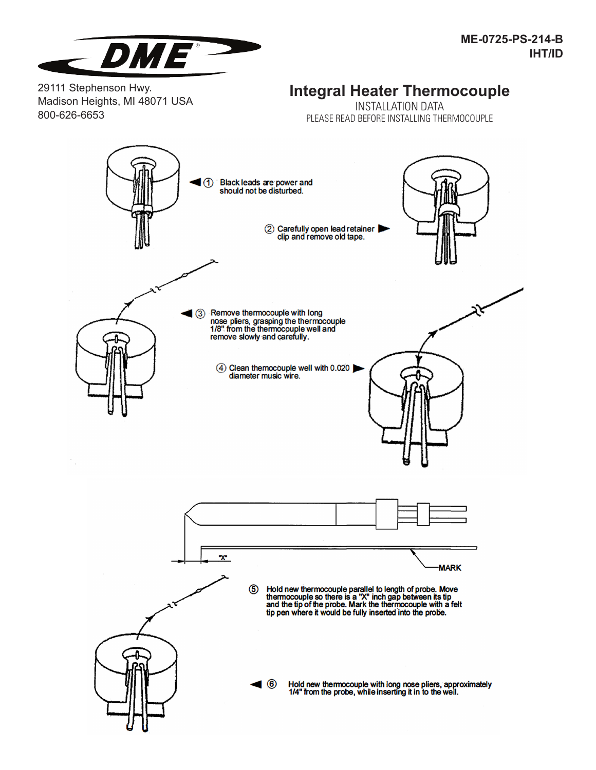ME-0725-PS-214-B
IHT/ID

DME

29111 Stephenson Hwy.
Madison Heights, MI 48071 USA
800-626-6653

# Integral Heater Thermocouple

INSTALLATION DATA
PLEASE READ BEFORE INSTALLING THERMOCOUPLE

① Black leads are power and should not be disturbed.

② Carefully open lead retainer clip and remove old tape.

③ Remove thermocouple with long nose pliers, grasping the thermocouple 1/8" from the thermocouple well and remove slowly and carefully.

④ Clean themocouple well with 0.020 diameter music wire.

"X"

MARK

⑤ Hold new thermocouple parallel to length of probe. Move thermocouple so there is a "X" inch gap between its tip and the tip of the probe. Mark the thermocouple with a felt tip pen where it would be fully inserted into the probe.

⑥ Hold new thermocouple with long nose pliers, approximately 1/4" from the probe, while inserting it in to the well.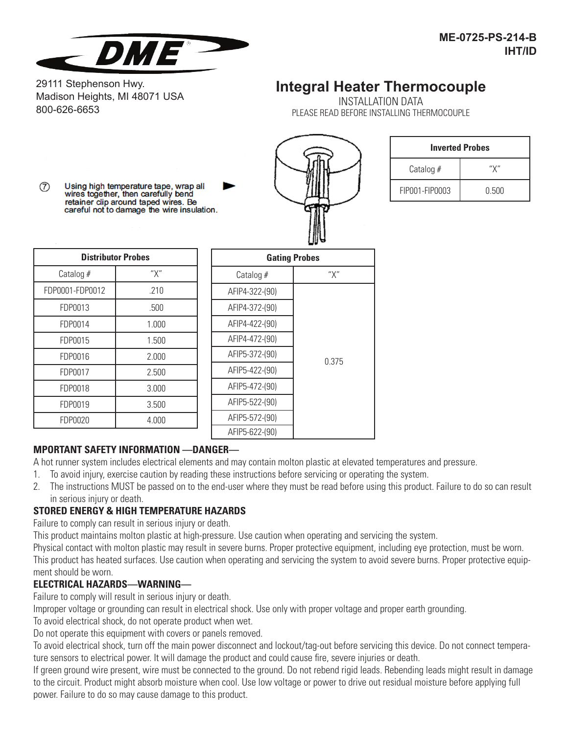**ME-0725-PS-214-B**
**IHT/ID**

DME®

29111 Stephenson Hwy.
Madison Heights, MI 48071 USA
800-626-6653

# Integral Heater Thermocouple

INSTALLATION DATA
PLEASE READ BEFORE INSTALLING THERMOCOUPLE

⑦ Using high temperature tape, wrap all wires together, then carefully bend retainer clip around taped wires. Be careful not to damage the wire insulation.

| Inverted Probes | |
|---|---|
| Catalog # | "X" |
| FIP001-FIP0003 | 0.500 |

| Distributor Probes | |
|---|---|
| Catalog # | "X" |
| FDP0001-FDP0012 | .210 |
| FDP0013 | .500 |
| FDP0014 | 1.000 |
| FDP0015 | 1.500 |
| FDP0016 | 2.000 |
| FDP0017 | 2.500 |
| FDP0018 | 3.000 |
| FDP0019 | 3.500 |
| FDP0020 | 4.000 |

| Gating Probes | |
|---|---|
| Catalog # | "X" |
| AFIP4-322-(90) | 0.375 |
| AFIP4-372-(90) | |
| AFIP4-422-(90) | |
| AFIP4-472-(90) | |
| AFIP5-372-(90) | |
| AFIP5-422-(90) | |
| AFIP5-472-(90) | |
| AFIP5-522-(90) | |
| AFIP5-572-(90) | |
| AFIP5-622-(90) | |

### MPORTANT SAFETY INFORMATION —DANGER—

A hot runner system includes electrical elements and may contain molton plastic at elevated temperatures and pressure.

1. To avoid injury, exercise caution by reading these instructions before servicing or operating the system.
2. The instructions MUST be passed on to the end-user where they must be read before using this product. Failure to do so can result in serious injury or death.

### STORED ENERGY & HIGH TEMPERATURE HAZARDS

Failure to comply can result in serious injury or death.

This product maintains molton plastic at high-pressure. Use caution when operating and servicing the system.

Physical contact with molton plastic may result in severe burns. Proper protective equipment, including eye protection, must be worn. This product has heated surfaces. Use caution when operating and servicing the system to avoid severe burns. Proper protective equipment should be worn.

### ELECTRICAL HAZARDS—WARNING—

Failure to comply will result in serious injury or death.

Improper voltage or grounding can result in electrical shock. Use only with proper voltage and proper earth grounding.

To avoid electrical shock, do not operate product when wet.

Do not operate this equipment with covers or panels removed.

To avoid electrical shock, turn off the main power disconnect and lockout/tag-out before servicing this device. Do not connect temperature sensors to electrical power. It will damage the product and could cause fire, severe injuries or death.

If green ground wire present, wire must be connected to the ground. Do not rebend rigid leads. Rebending leads might result in damage to the circuit. Product might absorb moisture when cool. Use low voltage or power to drive out residual moisture before applying full power. Failure to do so may cause damage to this product.